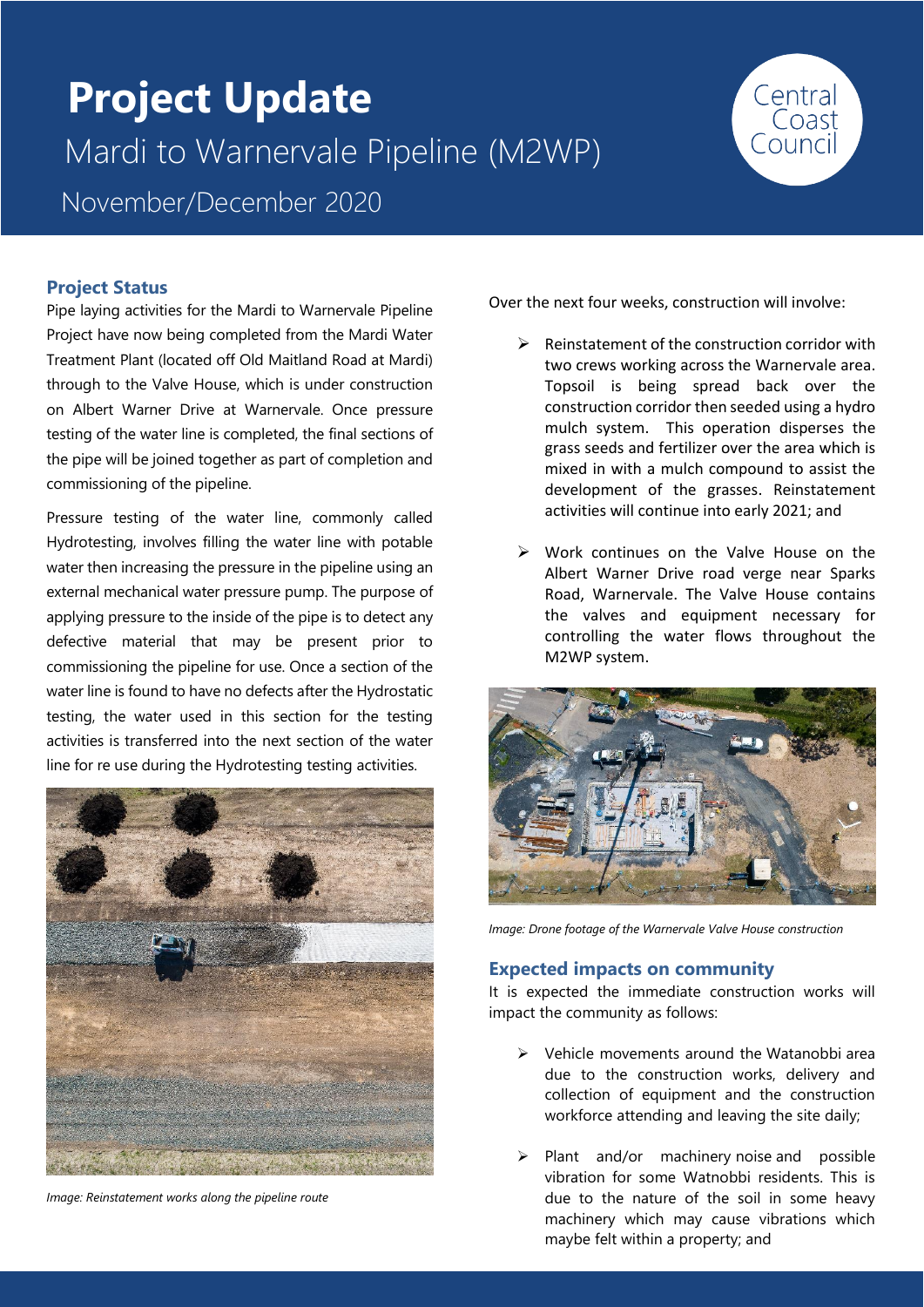# Project Update

Mardi to Warnervale Pipeline (M2WP)

November/December 2020

Central Coast Council

## Project Status

Pipe laying activities for the Mardi to Warnervale Pipeline Project have now being completed from the Mardi Water Treatment Plant (located off Old Maitland Road at Mardi) through to the Valve House, which is under construction on Albert Warner Drive at Warnervale. Once pressure testing of the water line is completed, the final sections of the pipe will be joined together as part of completion and commissioning of the pipeline.

Pressure testing of the water line, commonly called Hydrotesting, involves filling the water line with potable water then increasing the pressure in the pipeline using an external mechanical water pressure pump. The purpose of applying pressure to the inside of the pipe is to detect any defective material that may be present prior to commissioning the pipeline for use. Once a section of the water line is found to have no defects after the Hydrostatic testing, the water used in this section for the testing activities is transferred into the next section of the water line for re use during the Hydrotesting testing activities.

*Image: Reinstatement works along the pipeline route*

Over the next four weeks, construction will involve:

- Reinstatement of the construction corridor with two crews working across the Warnervale area. Topsoil is being spread back over the construction corridor then seeded using a hydro mulch system. This operation disperses the grass seeds and fertilizer over the area which is mixed in with a mulch compound to assist the development of the grasses. Reinstatement activities will continue into early 2021; and
- Work continues on the Valve House on the Albert Warner Drive road verge near Sparks Road, Warnervale. The Valve House contains the valves and equipment necessary for controlling the water flows throughout the M2WP system.

*Image: Drone footage of the Warnervale Valve House construction*

## Expected impacts on community

It is expected the immediate construction works will impact the community as follows:

- Vehicle movements around the Watanobbi area due to the construction works, delivery and collection of equipment and the construction workforce attending and leaving the site daily;
- Plant and/or machinery noise and possible vibration for some Watnobbi residents. This is due to the nature of the soil in some heavy machinery which may cause vibrations which maybe felt within a property; and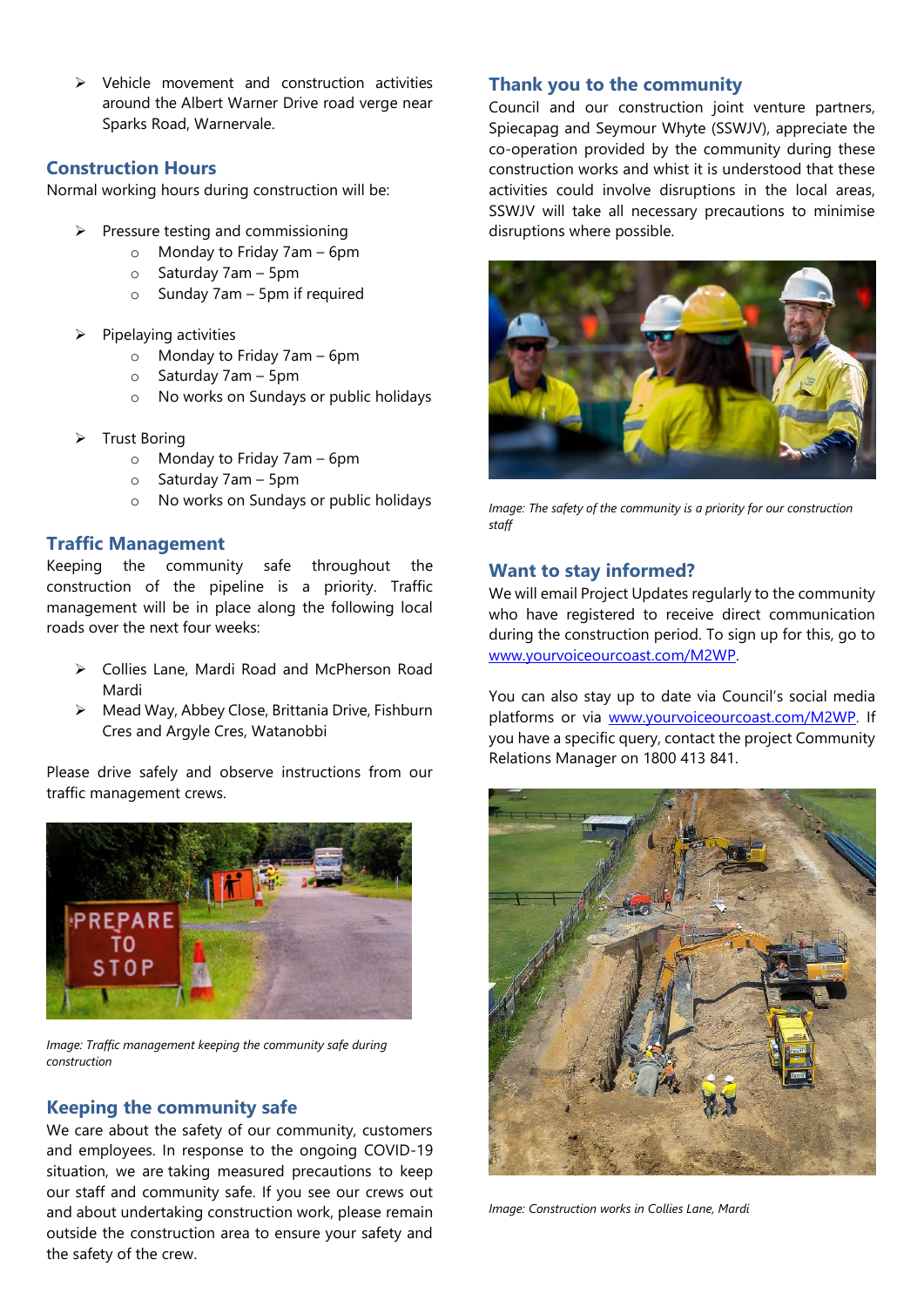- Vehicle movement and construction activities around the Albert Warner Drive road verge near Sparks Road, Warnervale.

## Construction Hours

Normal working hours during construction will be:

- Pressure testing and commissioning
  - Monday to Friday 7am – 6pm
  - Saturday 7am – 5pm
  - Sunday 7am – 5pm if required
- Pipelaying activities
  - Monday to Friday 7am – 6pm
  - Saturday 7am – 5pm
  - No works on Sundays or public holidays
- Trust Boring
  - Monday to Friday 7am – 6pm
  - Saturday 7am – 5pm
  - No works on Sundays or public holidays

## Traffic Management

Keeping the community safe throughout the construction of the pipeline is a priority. Traffic management will be in place along the following local roads over the next four weeks:

- Collies Lane, Mardi Road and McPherson Road Mardi
- Mead Way, Abbey Close, Brittania Drive, Fishburn Cres and Argyle Cres, Watanobbi

Please drive safely and observe instructions from our traffic management crews.

*Image: Traffic management keeping the community safe during construction*

## Keeping the community safe

We care about the safety of our community, customers and employees. In response to the ongoing COVID-19 situation, we are taking measured precautions to keep our staff and community safe. If you see our crews out and about undertaking construction work, please remain outside the construction area to ensure your safety and the safety of the crew.

## Thank you to the community

Council and our construction joint venture partners, Spiecapag and Seymour Whyte (SSWJV), appreciate the co-operation provided by the community during these construction works and whist it is understood that these activities could involve disruptions in the local areas, SSWJV will take all necessary precautions to minimise disruptions where possible.

*Image: The safety of the community is a priority for our construction staff*

## Want to stay informed?

We will email Project Updates regularly to the community who have registered to receive direct communication during the construction period. To sign up for this, go to www.yourvoiceourcoast.com/M2WP.

You can also stay up to date via Council's social media platforms or via www.yourvoiceourcoast.com/M2WP. If you have a specific query, contact the project Community Relations Manager on 1800 413 841.

*Image: Construction works in Collies Lane, Mardi*